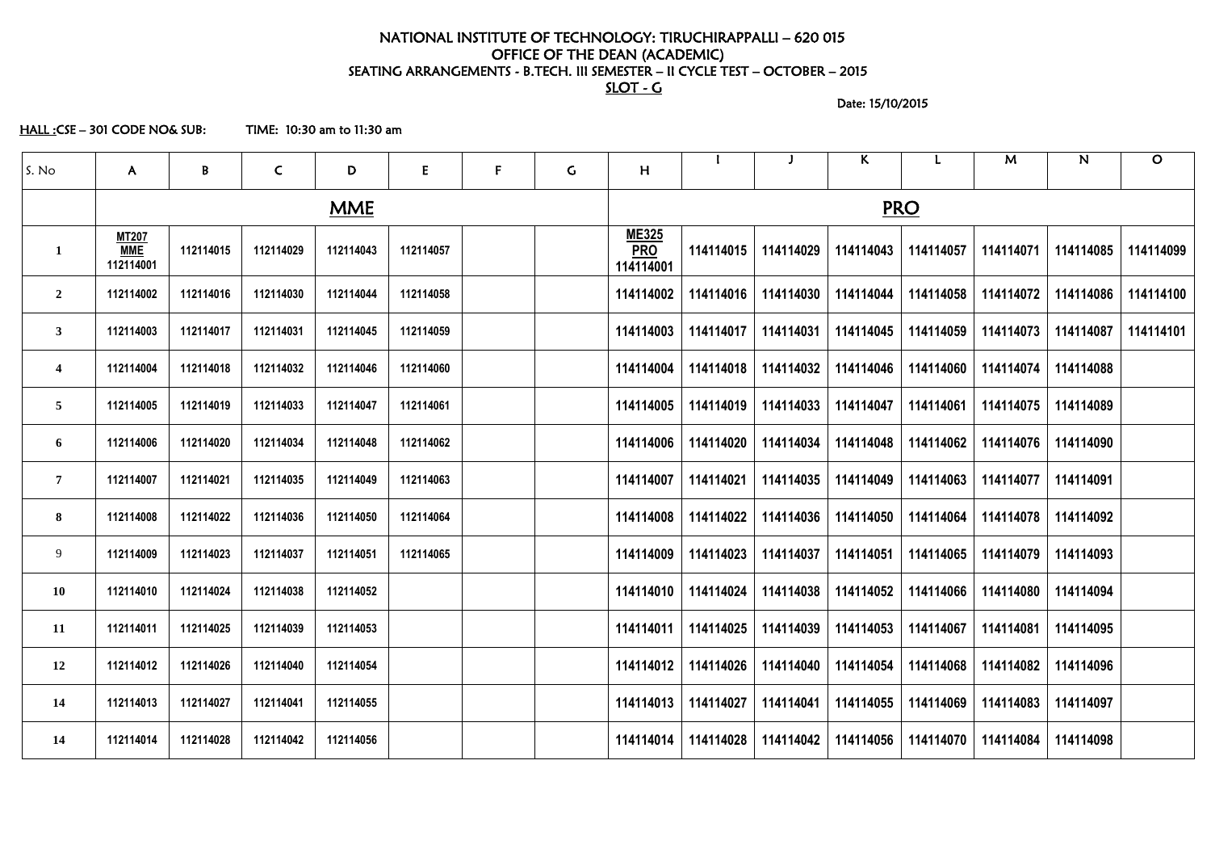# NATIONAL INSTITUTE OF TECHNOLOGY: TIRUCHIRAPPALLI – 620 015

## OFFICE OF THE DEAN (ACADEMIC)

### SEATING ARRANGEMENTS - B.TECH. III SEMESTER – II CYCLE TEST – OCTOBER – 2015

### SLOT - G

Date: 15/10/2015

HALL :CSE – 301 CODE NO& SUB: TIME: 10:30 am to 11:30 am

| S. No | A | B | C | D | E | F | G | H | I | J | K | L | M | N | O |
|---|---|---|---|---|---|---|---|---|---|---|---|---|---|---|---|
| | MME | | | | | | | PRO | | | | | | | |
| 1 | MT207 MME 112114001 | 112114015 | 112114029 | 112114043 | 112114057 | | | ME325 PRO 114114001 | 114114015 | 114114029 | 114114043 | 114114057 | 114114071 | 114114085 | 114114099 |
| 2 | 112114002 | 112114016 | 112114030 | 112114044 | 112114058 | | | 114114002 | 114114016 | 114114030 | 114114044 | 114114058 | 114114072 | 114114086 | 114114100 |
| 3 | 112114003 | 112114017 | 112114031 | 112114045 | 112114059 | | | 114114003 | 114114017 | 114114031 | 114114045 | 114114059 | 114114073 | 114114087 | 114114101 |
| 4 | 112114004 | 112114018 | 112114032 | 112114046 | 112114060 | | | 114114004 | 114114018 | 114114032 | 114114046 | 114114060 | 114114074 | 114114088 | |
| 5 | 112114005 | 112114019 | 112114033 | 112114047 | 112114061 | | | 114114005 | 114114019 | 114114033 | 114114047 | 114114061 | 114114075 | 114114089 | |
| 6 | 112114006 | 112114020 | 112114034 | 112114048 | 112114062 | | | 114114006 | 114114020 | 114114034 | 114114048 | 114114062 | 114114076 | 114114090 | |
| 7 | 112114007 | 112114021 | 112114035 | 112114049 | 112114063 | | | 114114007 | 114114021 | 114114035 | 114114049 | 114114063 | 114114077 | 114114091 | |
| 8 | 112114008 | 112114022 | 112114036 | 112114050 | 112114064 | | | 114114008 | 114114022 | 114114036 | 114114050 | 114114064 | 114114078 | 114114092 | |
| 9 | 112114009 | 112114023 | 112114037 | 112114051 | 112114065 | | | 114114009 | 114114023 | 114114037 | 114114051 | 114114065 | 114114079 | 114114093 | |
| 10 | 112114010 | 112114024 | 112114038 | 112114052 | | | | 114114010 | 114114024 | 114114038 | 114114052 | 114114066 | 114114080 | 114114094 | |
| 11 | 112114011 | 112114025 | 112114039 | 112114053 | | | | 114114011 | 114114025 | 114114039 | 114114053 | 114114067 | 114114081 | 114114095 | |
| 12 | 112114012 | 112114026 | 112114040 | 112114054 | | | | 114114012 | 114114026 | 114114040 | 114114054 | 114114068 | 114114082 | 114114096 | |
| 14 | 112114013 | 112114027 | 112114041 | 112114055 | | | | 114114013 | 114114027 | 114114041 | 114114055 | 114114069 | 114114083 | 114114097 | |
| 14 | 112114014 | 112114028 | 112114042 | 112114056 | | | | 114114014 | 114114028 | 114114042 | 114114056 | 114114070 | 114114084 | 114114098 | |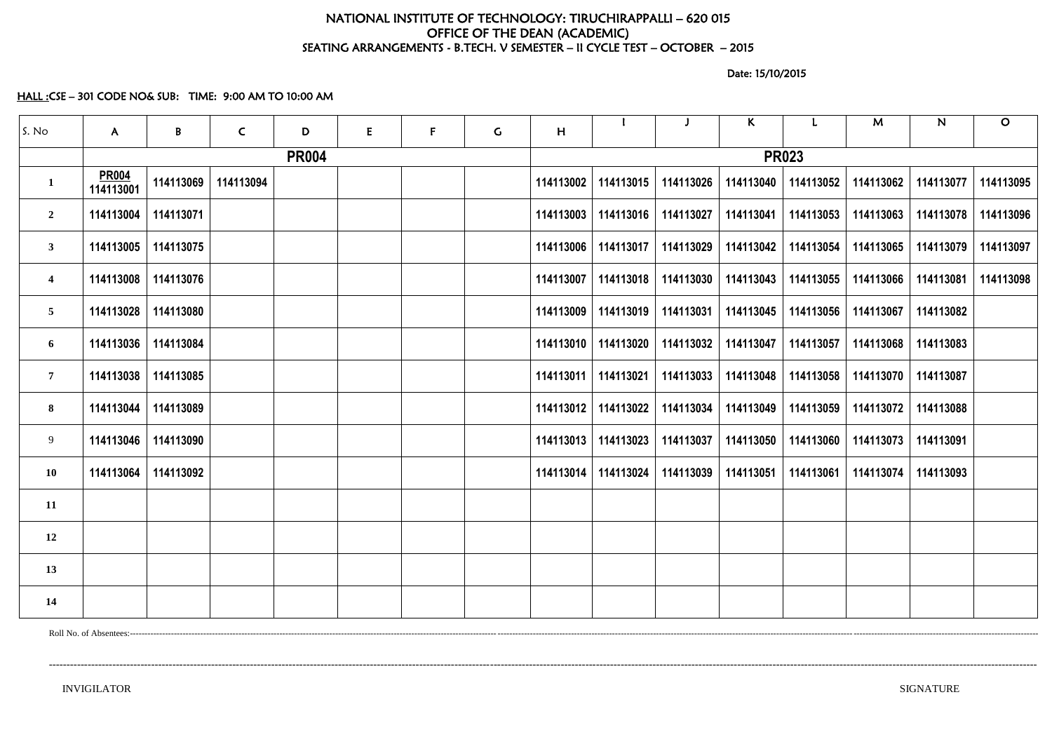NATIONAL INSTITUTE OF TECHNOLOGY: TIRUCHIRAPPALLI – 620 015
OFFICE OF THE DEAN (ACADEMIC)
SEATING ARRANGEMENTS - B.TECH. V SEMESTER – II CYCLE TEST – OCTOBER – 2015

Date: 15/10/2015

HALL :CSE – 301 CODE NO& SUB: TIME: 9:00 AM TO 10:00 AM

| S. No | A | B | C | D | E | F | G | H | I | J | K | L | M | N | O |
|---|---|---|---|---|---|---|---|---|---|---|---|---|---|---|---|
| | PR004 | | | | | | | PR023 | | | | | | | |
| 1 | PR004 114113001 | 114113069 | 114113094 | | | | | 114113002 | 114113015 | 114113026 | 114113040 | 114113052 | 114113062 | 114113077 | 114113095 |
| 2 | 114113004 | 114113071 | | | | | | 114113003 | 114113016 | 114113027 | 114113041 | 114113053 | 114113063 | 114113078 | 114113096 |
| 3 | 114113005 | 114113075 | | | | | | 114113006 | 114113017 | 114113029 | 114113042 | 114113054 | 114113065 | 114113079 | 114113097 |
| 4 | 114113008 | 114113076 | | | | | | 114113007 | 114113018 | 114113030 | 114113043 | 114113055 | 114113066 | 114113081 | 114113098 |
| 5 | 114113028 | 114113080 | | | | | | 114113009 | 114113019 | 114113031 | 114113045 | 114113056 | 114113067 | 114113082 | |
| 6 | 114113036 | 114113084 | | | | | | 114113010 | 114113020 | 114113032 | 114113047 | 114113057 | 114113068 | 114113083 | |
| 7 | 114113038 | 114113085 | | | | | | 114113011 | 114113021 | 114113033 | 114113048 | 114113058 | 114113070 | 114113087 | |
| 8 | 114113044 | 114113089 | | | | | | 114113012 | 114113022 | 114113034 | 114113049 | 114113059 | 114113072 | 114113088 | |
| 9 | 114113046 | 114113090 | | | | | | 114113013 | 114113023 | 114113037 | 114113050 | 114113060 | 114113073 | 114113091 | |
| 10 | 114113064 | 114113092 | | | | | | 114113014 | 114113024 | 114113039 | 114113051 | 114113061 | 114113074 | 114113093 | |
| 11 | | | | | | | | | | | | | | | |
| 12 | | | | | | | | | | | | | | | |
| 13 | | | | | | | | | | | | | | | |
| 14 | | | | | | | | | | | | | | | |

Roll No. of Absentees:------------------------------------------------------------------------------------------------

------------------------------------------------------------------------------------------------

INVIGILATOR SIGNATURE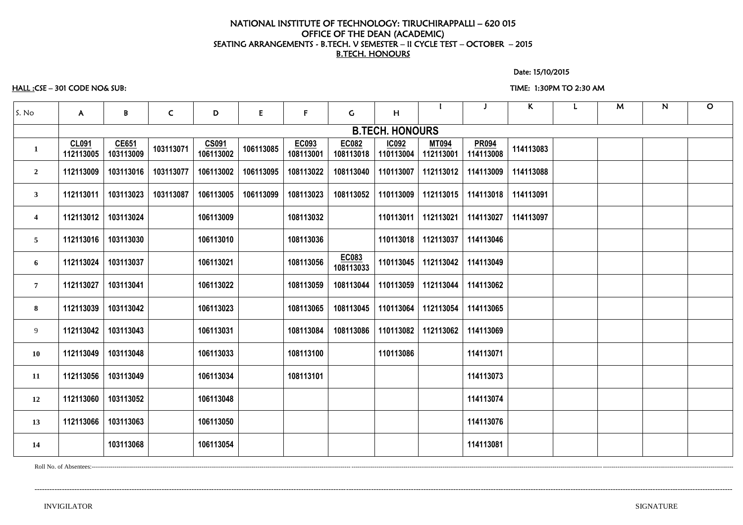# NATIONAL INSTITUTE OF TECHNOLOGY: TIRUCHIRAPPALLI – 620 015
## OFFICE OF THE DEAN (ACADEMIC)
## SEATING ARRANGEMENTS - B.TECH. V SEMESTER – II CYCLE TEST – OCTOBER – 2015
## B.TECH. HONOURS

Date: 15/10/2015

HALL :CSE – 301 CODE NO& SUB: TIME: 1:30PM TO 2:30 AM

| S. No | A | B | C | D | E | F | G | H | I | J | K | L | M | N | O |
|---|---|---|---|---|---|---|---|---|---|---|---|---|---|---|---|
| | B.TECH. HONOURS | | | | | | | | | | | | | | |
| 1 | CL091 112113005 | CE651 103113009 | 103113071 | CS091 106113002 | 106113085 | EC093 108113001 | EC082 108113018 | IC092 110113004 | MT094 112113001 | PR094 114113008 | 114113083 | | | | |
| 2 | 112113009 | 103113016 | 103113077 | 106113002 | 106113095 | 108113022 | 108113040 | 110113007 | 112113012 | 114113009 | 114113088 | | | | |
| 3 | 112113011 | 103113023 | 103113087 | 106113005 | 106113099 | 108113023 | 108113052 | 110113009 | 112113015 | 114113018 | 114113091 | | | | |
| 4 | 112113012 | 103113024 | | 106113009 | | 108113032 | | 110113011 | 112113021 | 114113027 | 114113097 | | | | |
| 5 | 112113016 | 103113030 | | 106113010 | | 108113036 | | 110113018 | 112113037 | 114113046 | | | | | |
| 6 | 112113024 | 103113037 | | 106113021 | | 108113056 | EC083 108113033 | 110113045 | 112113042 | 114113049 | | | | | |
| 7 | 112113027 | 103113041 | | 106113022 | | 108113059 | 108113044 | 110113059 | 112113044 | 114113062 | | | | | |
| 8 | 112113039 | 103113042 | | 106113023 | | 108113065 | 108113045 | 110113064 | 112113054 | 114113065 | | | | | |
| 9 | 112113042 | 103113043 | | 106113031 | | 108113084 | 108113086 | 110113082 | 112113062 | 114113069 | | | | | |
| 10 | 112113049 | 103113048 | | 106113033 | | 108113100 | | 110113086 | | 114113071 | | | | | |
| 11 | 112113056 | 103113049 | | 106113034 | | 108113101 | | | | 114113073 | | | | | |
| 12 | 112113060 | 103113052 | | 106113048 | | | | | | 114113074 | | | | | |
| 13 | 112113066 | 103113063 | | 106113050 | | | | | | 114113076 | | | | | |
| 14 | | 103113068 | | 106113054 | | | | | | 114113081 | | | | | |

Roll No. of Absentees:---------------------------------------------------------------------------------------------------------------------------------------------------------------------------------------------------------------

---------------------------------------------------------------------------------------------------------------------------------------------------------------------------------------------------------------

INVIGILATOR SIGNATURE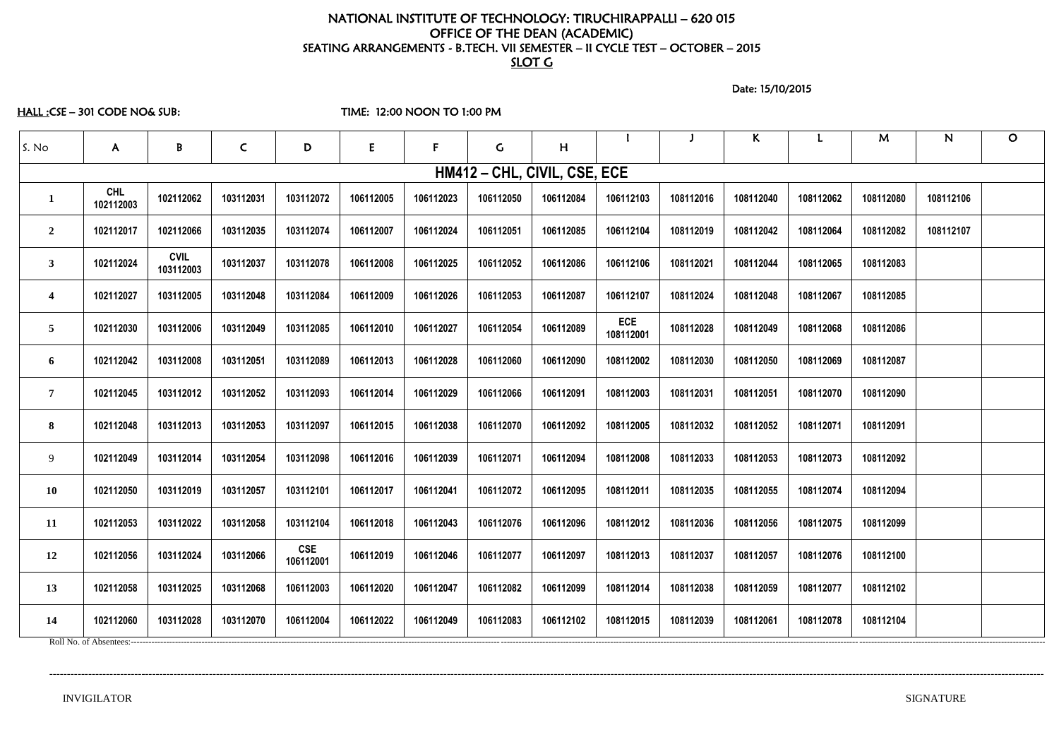# NATIONAL INSTITUTE OF TECHNOLOGY: TIRUCHIRAPPALLI – 620 015
## OFFICE OF THE DEAN (ACADEMIC)
## SEATING ARRANGEMENTS - B.TECH. VII SEMESTER – II CYCLE TEST – OCTOBER – 2015
## SLOT G

Date: 15/10/2015

HALL :CSE – 301 CODE NO& SUB: TIME: 12:00 NOON TO 1:00 PM

| S. No | A | B | C | D | E | F | G | H | I | J | K | L | M | N | O |
|---|---|---|---|---|---|---|---|---|---|---|---|---|---|---|---|
| **HM412 – CHL, CIVIL, CSE, ECE** | | | | | | | | | | | | | | | |
| 1 | CHL 102112003 | 102112062 | 103112031 | 103112072 | 106112005 | 106112023 | 106112050 | 106112084 | 106112103 | 108112016 | 108112040 | 108112062 | 108112080 | 108112106 | |
| 2 | 102112017 | 102112066 | 103112035 | 103112074 | 106112007 | 106112024 | 106112051 | 106112085 | 106112104 | 108112019 | 108112042 | 108112064 | 108112082 | 108112107 | |
| 3 | 102112024 | CVIL 103112003 | 103112037 | 103112078 | 106112008 | 106112025 | 106112052 | 106112086 | 106112106 | 108112021 | 108112044 | 108112065 | 108112083 | | |
| 4 | 102112027 | 103112005 | 103112048 | 103112084 | 106112009 | 106112026 | 106112053 | 106112087 | 106112107 | 108112024 | 108112048 | 108112067 | 108112085 | | |
| 5 | 102112030 | 103112006 | 103112049 | 103112085 | 106112010 | 106112027 | 106112054 | 106112089 | ECE 108112001 | 108112028 | 108112049 | 108112068 | 108112086 | | |
| 6 | 102112042 | 103112008 | 103112051 | 103112089 | 106112013 | 106112028 | 106112060 | 106112090 | 108112002 | 108112030 | 108112050 | 108112069 | 108112087 | | |
| 7 | 102112045 | 103112012 | 103112052 | 103112093 | 106112014 | 106112029 | 106112066 | 106112091 | 108112003 | 108112031 | 108112051 | 108112070 | 108112090 | | |
| 8 | 102112048 | 103112013 | 103112053 | 103112097 | 106112015 | 106112038 | 106112070 | 106112092 | 108112005 | 108112032 | 108112052 | 108112071 | 108112091 | | |
| 9 | 102112049 | 103112014 | 103112054 | 103112098 | 106112016 | 106112039 | 106112071 | 106112094 | 108112008 | 108112033 | 108112053 | 108112073 | 108112092 | | |
| 10 | 102112050 | 103112019 | 103112057 | 103112101 | 106112017 | 106112041 | 106112072 | 106112095 | 108112011 | 108112035 | 108112055 | 108112074 | 108112094 | | |
| 11 | 102112053 | 103112022 | 103112058 | 103112104 | 106112018 | 106112043 | 106112076 | 106112096 | 108112012 | 108112036 | 108112056 | 108112075 | 108112099 | | |
| 12 | 102112056 | 103112024 | 103112066 | CSE 106112001 | 106112019 | 106112046 | 106112077 | 106112097 | 108112013 | 108112037 | 108112057 | 108112076 | 108112100 | | |
| 13 | 102112058 | 103112025 | 103112068 | 106112003 | 106112020 | 106112047 | 106112082 | 106112099 | 108112014 | 108112038 | 108112059 | 108112077 | 108112102 | | |
| 14 | 102112060 | 103112028 | 103112070 | 106112004 | 106112022 | 106112049 | 106112083 | 106112102 | 108112015 | 108112039 | 108112061 | 108112078 | 108112104 | | |

Roll No. of Absentees:---------------------------------------------------------------------------------------------------------------------------------------

---------------------------------------------------------------------------------------------------------------------------------------

INVIGILATOR SIGNATURE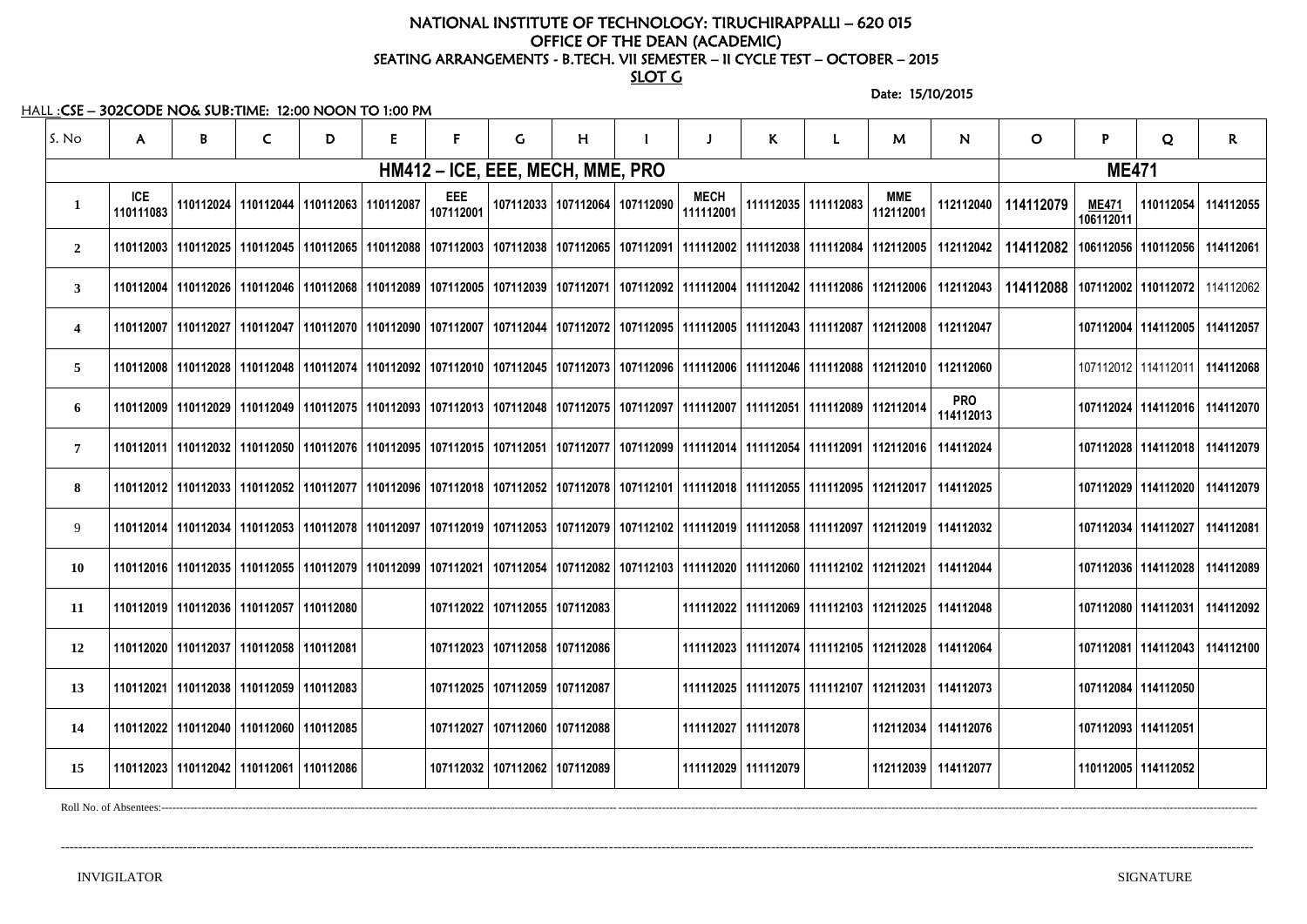# NATIONAL INSTITUTE OF TECHNOLOGY: TIRUCHIRAPPALLI – 620 015

## OFFICE OF THE DEAN (ACADEMIC)

## SEATING ARRANGEMENTS - B.TECH. VII SEMESTER – II CYCLE TEST – OCTOBER – 2015

## SLOT G

Date: 15/10/2015

HALL :CSE – 302CODE NO& SUB:TIME: 12:00 NOON TO 1:00 PM

| S. No | A | B | C | D | E | F | G | H | I | J | K | L | M | N | O | P | Q | R |
|---|---|---|---|---|---|---|---|---|---|---|---|---|---|---|---|---|---|---|
| | HM412 – ICE, EEE, MECH, MME, PRO | | | | | | | | | | | | | | ME471 | | | |
| 1 | ICE 110111083 | 110112024 | 110112044 | 110112063 | 110112087 | EEE 107112001 | 107112033 | 107112064 | 107112090 | MECH 111112001 | 111112035 | 111112083 | MME 112112001 | 112112040 | 114112079 | ME471 106112011 | 110112054 | 114112055 |
| 2 | 110112003 | 110112025 | 110112045 | 110112065 | 110112088 | 107112003 | 107112038 | 107112065 | 107112091 | 111112002 | 111112038 | 111112084 | 112112005 | 112112042 | 114112082 | 106112056 | 110112056 | 114112061 |
| 3 | 110112004 | 110112026 | 110112046 | 110112068 | 110112089 | 107112005 | 107112039 | 107112071 | 107112092 | 111112004 | 111112042 | 111112086 | 112112006 | 112112043 | 114112088 | 107112002 | 110112072 | 114112062 |
| 4 | 110112007 | 110112027 | 110112047 | 110112070 | 110112090 | 107112007 | 107112044 | 107112072 | 107112095 | 111112005 | 111112043 | 111112087 | 112112008 | 112112047 | | 107112004 | 114112005 | 114112057 |
| 5 | 110112008 | 110112028 | 110112048 | 110112074 | 110112092 | 107112010 | 107112045 | 107112073 | 107112096 | 111112006 | 111112046 | 111112088 | 112112010 | 112112060 | | 107112012 | 114112011 | 114112068 |
| 6 | 110112009 | 110112029 | 110112049 | 110112075 | 110112093 | 107112013 | 107112048 | 107112075 | 107112097 | 111112007 | 111112051 | 111112089 | 112112014 | PRO 114112013 | | 107112024 | 114112016 | 114112070 |
| 7 | 110112011 | 110112032 | 110112050 | 110112076 | 110112095 | 107112015 | 107112051 | 107112077 | 107112099 | 111112014 | 111112054 | 111112091 | 112112016 | 114112024 | | 107112028 | 114112018 | 114112079 |
| 8 | 110112012 | 110112033 | 110112052 | 110112077 | 110112096 | 107112018 | 107112052 | 107112078 | 107112101 | 111112018 | 111112055 | 111112095 | 112112017 | 114112025 | | 107112029 | 114112020 | 114112079 |
| 9 | 110112014 | 110112034 | 110112053 | 110112078 | 110112097 | 107112019 | 107112053 | 107112079 | 107112102 | 111112019 | 111112058 | 111112097 | 112112019 | 114112032 | | 107112034 | 114112027 | 114112081 |
| 10 | 110112016 | 110112035 | 110112055 | 110112079 | 110112099 | 107112021 | 107112054 | 107112082 | 107112103 | 111112020 | 111112060 | 111112102 | 112112021 | 114112044 | | 107112036 | 114112028 | 114112089 |
| 11 | 110112019 | 110112036 | 110112057 | 110112080 | | 107112022 | 107112055 | 107112083 | | 111112022 | 111112069 | 111112103 | 112112025 | 114112048 | | 107112080 | 114112031 | 114112092 |
| 12 | 110112020 | 110112037 | 110112058 | 110112081 | | 107112023 | 107112058 | 107112086 | | 111112023 | 111112074 | 111112105 | 112112028 | 114112064 | | 107112081 | 114112043 | 114112100 |
| 13 | 110112021 | 110112038 | 110112059 | 110112083 | | 107112025 | 107112059 | 107112087 | | 111112025 | 111112075 | 111112107 | 112112031 | 114112073 | | 107112084 | 114112050 | |
| 14 | 110112022 | 110112040 | 110112060 | 110112085 | | 107112027 | 107112060 | 107112088 | | 111112027 | 111112078 | | 112112034 | 114112076 | | 107112093 | 114112051 | |
| 15 | 110112023 | 110112042 | 110112061 | 110112086 | | 107112032 | 107112062 | 107112089 | | 111112029 | 111112079 | | 112112039 | 114112077 | | 110112005 | 114112052 | |

Roll No. of Absentees:

INVIGILATOR SIGNATURE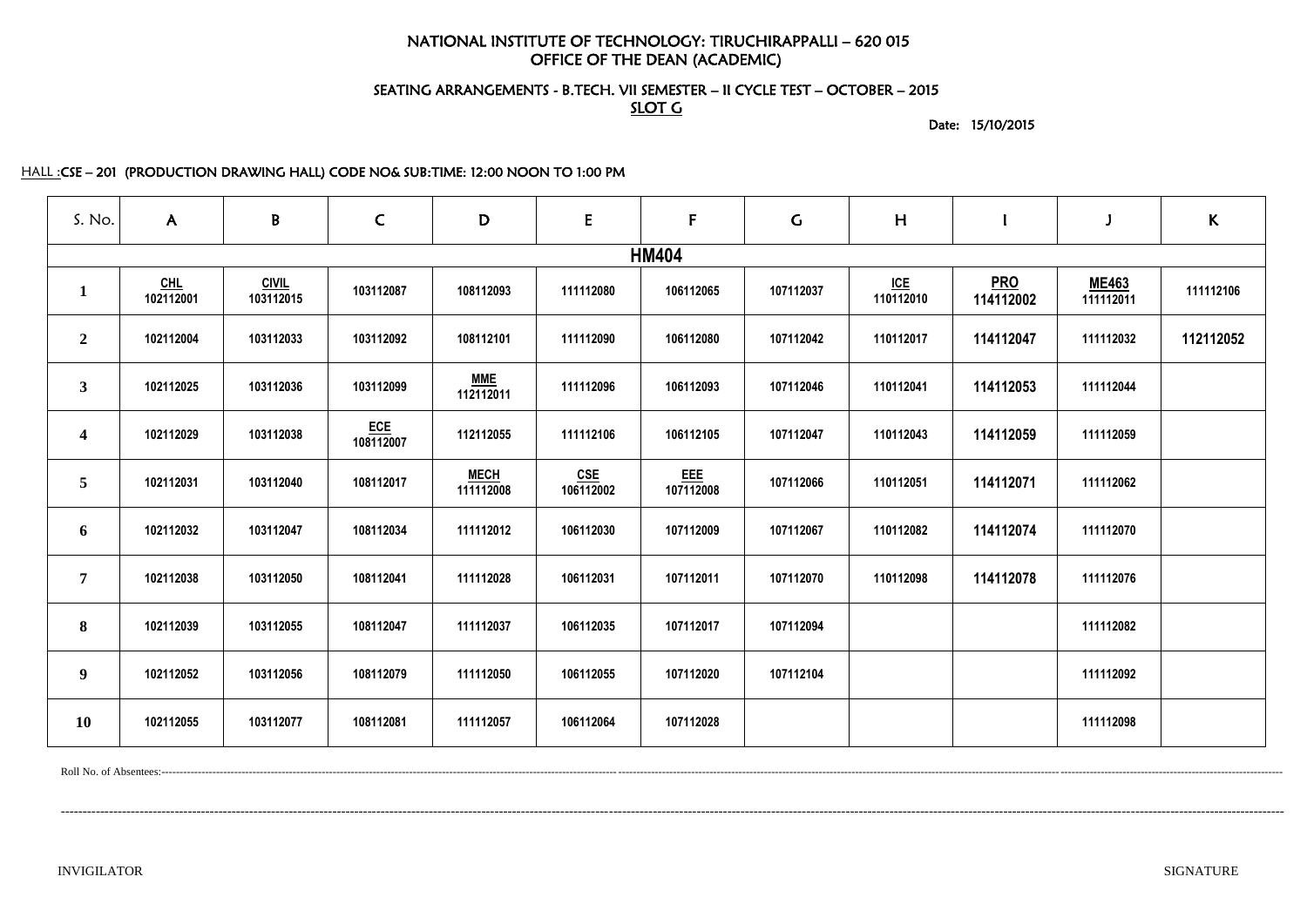NATIONAL INSTITUTE OF TECHNOLOGY: TIRUCHIRAPPALLI – 620 015
OFFICE OF THE DEAN (ACADEMIC)

SEATING ARRANGEMENTS - B.TECH. VII SEMESTER – II CYCLE TEST – OCTOBER – 2015
SLOT G

Date: 15/10/2015

HALL :CSE – 201 (PRODUCTION DRAWING HALL) CODE NO& SUB:TIME: 12:00 NOON TO 1:00 PM

| S. No. | A | B | C | D | E | F | G | H | I | J | K |
|---|---|---|---|---|---|---|---|---|---|---|---|
| HM404 | | | | | | | | | | | |
| 1 | CHL 102112001 | CIVIL 103112015 | 103112087 | 108112093 | 111112080 | 106112065 | 107112037 | ICE 110112010 | PRO 114112002 | ME463 111112011 | 111112106 |
| 2 | 102112004 | 103112033 | 103112092 | 108112101 | 111112090 | 106112080 | 107112042 | 110112017 | 114112047 | 111112032 | 112112052 |
| 3 | 102112025 | 103112036 | 103112099 | MME 112112011 | 111112096 | 106112093 | 107112046 | 110112041 | 114112053 | 111112044 | |
| 4 | 102112029 | 103112038 | ECE 108112007 | 112112055 | 111112106 | 106112105 | 107112047 | 110112043 | 114112059 | 111112059 | |
| 5 | 102112031 | 103112040 | 108112017 | MECH 111112008 | CSE 106112002 | EEE 107112008 | 107112066 | 110112051 | 114112071 | 111112062 | |
| 6 | 102112032 | 103112047 | 108112034 | 111112012 | 106112030 | 107112009 | 107112067 | 110112082 | 114112074 | 111112070 | |
| 7 | 102112038 | 103112050 | 108112041 | 111112028 | 106112031 | 107112011 | 107112070 | 110112098 | 114112078 | 111112076 | |
| 8 | 102112039 | 103112055 | 108112047 | 111112037 | 106112035 | 107112017 | 107112094 | | | 111112082 | |
| 9 | 102112052 | 103112056 | 108112079 | 111112050 | 106112055 | 107112020 | 107112104 | | | 111112092 | |
| 10 | 102112055 | 103112077 | 108112081 | 111112057 | 106112064 | 107112028 | | | | 111112098 | |

Roll No. of Absentees:---------------------------------------------------------------------------------------------------------------

---------------------------------------------------------------------------------------------------------------

INVIGILATOR SIGNATURE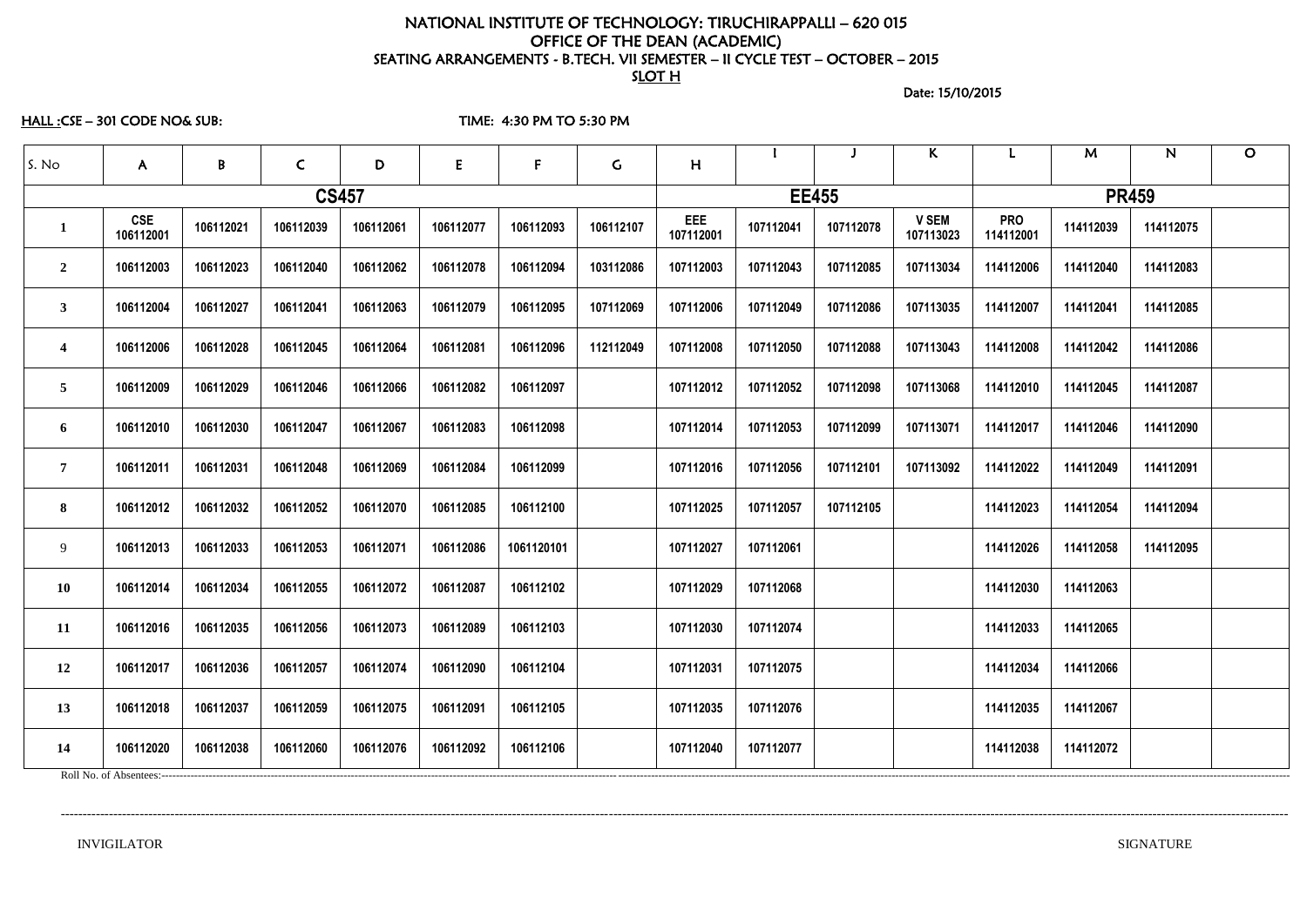# NATIONAL INSTITUTE OF TECHNOLOGY: TIRUCHIRAPPALLI – 620 015
## OFFICE OF THE DEAN (ACADEMIC)
## SEATING ARRANGEMENTS - B.TECH. VII SEMESTER – II CYCLE TEST – OCTOBER – 2015
## SLOT H

Date: 15/10/2015

HALL :CSE – 301 CODE NO& SUB: TIME: 4:30 PM TO 5:30 PM

| S. No | A | B | C | D | E | F | G | H | I | J | K | L | M | N | O |
|---|---|---|---|---|---|---|---|---|---|---|---|---|---|---|---|
| | CS457 | | | | | | | EE455 | | | | PR459 | | | |
| 1 | CSE 106112001 | 106112021 | 106112039 | 106112061 | 106112077 | 106112093 | 106112107 | EEE 107112001 | 107112041 | 107112078 | V SEM 107113023 | PRO 114112001 | 114112039 | 114112075 | |
| 2 | 106112003 | 106112023 | 106112040 | 106112062 | 106112078 | 106112094 | 103112086 | 107112003 | 107112043 | 107112085 | 107113034 | 114112006 | 114112040 | 114112083 | |
| 3 | 106112004 | 106112027 | 106112041 | 106112063 | 106112079 | 106112095 | 107112069 | 107112006 | 107112049 | 107112086 | 107113035 | 114112007 | 114112041 | 114112085 | |
| 4 | 106112006 | 106112028 | 106112045 | 106112064 | 106112081 | 106112096 | 112112049 | 107112008 | 107112050 | 107112088 | 107113043 | 114112008 | 114112042 | 114112086 | |
| 5 | 106112009 | 106112029 | 106112046 | 106112066 | 106112082 | 106112097 | | 107112012 | 107112052 | 107112098 | 107113068 | 114112010 | 114112045 | 114112087 | |
| 6 | 106112010 | 106112030 | 106112047 | 106112067 | 106112083 | 106112098 | | 107112014 | 107112053 | 107112099 | 107113071 | 114112017 | 114112046 | 114112090 | |
| 7 | 106112011 | 106112031 | 106112048 | 106112069 | 106112084 | 106112099 | | 107112016 | 107112056 | 107112101 | 107113092 | 114112022 | 114112049 | 114112091 | |
| 8 | 106112012 | 106112032 | 106112052 | 106112070 | 106112085 | 106112100 | | 107112025 | 107112057 | 107112105 | | 114112023 | 114112054 | 114112094 | |
| 9 | 106112013 | 106112033 | 106112053 | 106112071 | 106112086 | 1061120101 | | 107112027 | 107112061 | | | 114112026 | 114112058 | 114112095 | |
| 10 | 106112014 | 106112034 | 106112055 | 106112072 | 106112087 | 106112102 | | 107112029 | 107112068 | | | 114112030 | 114112063 | | |
| 11 | 106112016 | 106112035 | 106112056 | 106112073 | 106112089 | 106112103 | | 107112030 | 107112074 | | | 114112033 | 114112065 | | |
| 12 | 106112017 | 106112036 | 106112057 | 106112074 | 106112090 | 106112104 | | 107112031 | 107112075 | | | 114112034 | 114112066 | | |
| 13 | 106112018 | 106112037 | 106112059 | 106112075 | 106112091 | 106112105 | | 107112035 | 107112076 | | | 114112035 | 114112067 | | |
| 14 | 106112020 | 106112038 | 106112060 | 106112076 | 106112092 | 106112106 | | 107112040 | 107112077 | | | 114112038 | 114112072 | | |

Roll No. of Absentees:------------------------------------------------------------------------

------------------------------------------------------------------------

INVIGILATOR SIGNATURE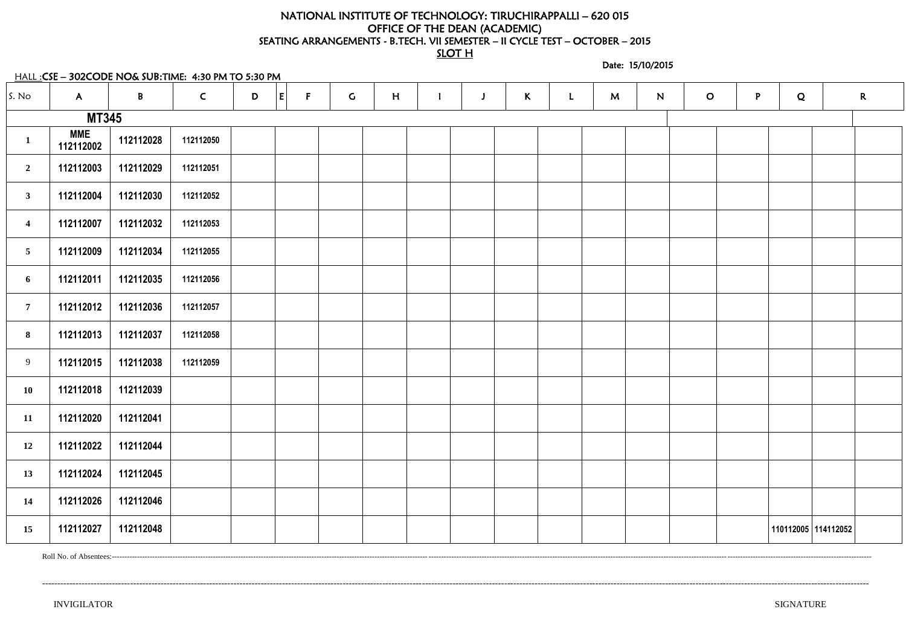# NATIONAL INSTITUTE OF TECHNOLOGY: TIRUCHIRAPPALLI – 620 015

## OFFICE OF THE DEAN (ACADEMIC)

## SEATING ARRANGEMENTS - B.TECH. VII SEMESTER – II CYCLE TEST – OCTOBER – 2015

## SLOT H

Date: 15/10/2015

HALL :CSE – 302CODE NO& SUB:TIME: 4:30 PM TO 5:30 PM

| S. No | A | B | C | D | E | F | G | H | I | J | K | L | M | N | O | P | Q | R |
|---|---|---|---|---|---|---|---|---|---|---|---|---|---|---|---|---|---|---|
| **MT345** | | | | | | | | | | | | | | | | | | |
| 1 | MME 112112002 | 112112028 | 112112050 | | | | | | | | | | | | | | | |
| 2 | 112112003 | 112112029 | 112112051 | | | | | | | | | | | | | | | |
| 3 | 112112004 | 112112030 | 112112052 | | | | | | | | | | | | | | | |
| 4 | 112112007 | 112112032 | 112112053 | | | | | | | | | | | | | | | |
| 5 | 112112009 | 112112034 | 112112055 | | | | | | | | | | | | | | | |
| 6 | 112112011 | 112112035 | 112112056 | | | | | | | | | | | | | | | |
| 7 | 112112012 | 112112036 | 112112057 | | | | | | | | | | | | | | | |
| 8 | 112112013 | 112112037 | 112112058 | | | | | | | | | | | | | | | |
| 9 | 112112015 | 112112038 | 112112059 | | | | | | | | | | | | | | | |
| 10 | 112112018 | 112112039 | | | | | | | | | | | | | | | | |
| 11 | 112112020 | 112112041 | | | | | | | | | | | | | | | | |
| 12 | 112112022 | 112112044 | | | | | | | | | | | | | | | | |
| 13 | 112112024 | 112112045 | | | | | | | | | | | | | | | | |
| 14 | 112112026 | 112112046 | | | | | | | | | | | | | | | | |
| 15 | 112112027 | 112112048 | | | | | | | | | | | | | | 110112005 | 114112052 | |

Roll No. of Absentees:------------------------------------------------------------------------------------------------------------------------------------------------------------------------------------------------------------

------------------------------------------------------------------------------------------------------------------------------------------------------------------------------------------------------------------------------------------

INVIGILATOR SIGNATURE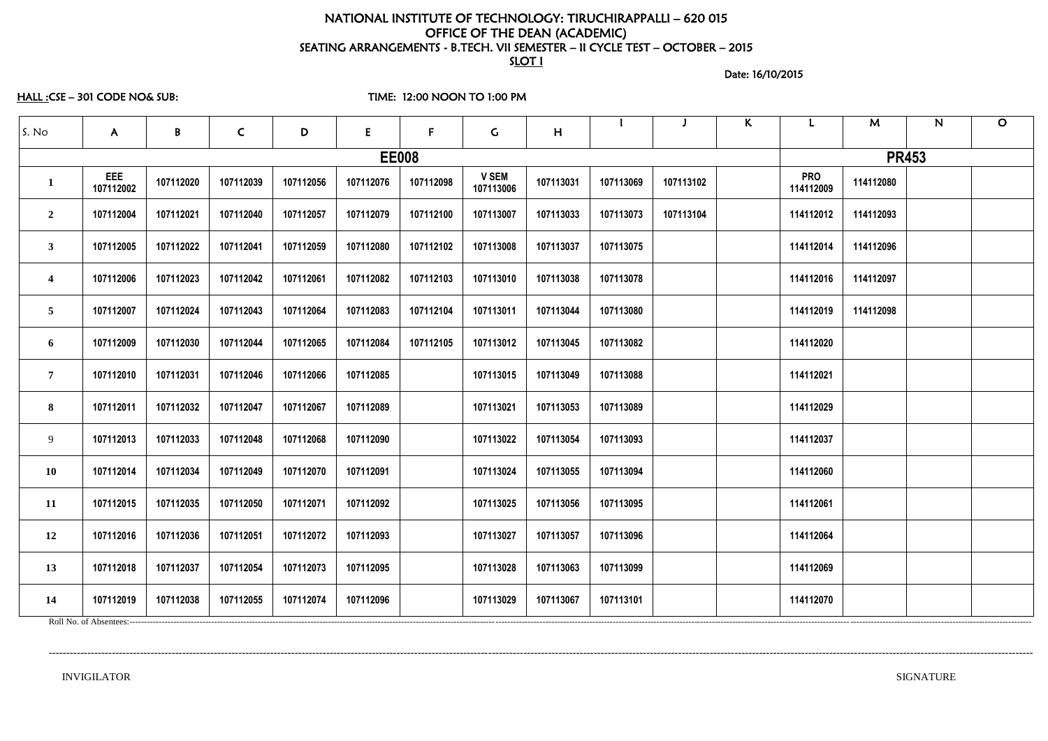# NATIONAL INSTITUTE OF TECHNOLOGY: TIRUCHIRAPPALLI – 620 015

## OFFICE OF THE DEAN (ACADEMIC)

### SEATING ARRANGEMENTS - B.TECH. VII SEMESTER – II CYCLE TEST – OCTOBER – 2015

### SLOT I

Date: 16/10/2015

HALL :CSE – 301 CODE NO& SUB: TIME: 12:00 NOON TO 1:00 PM

| S. No | A | B | C | D | E | F | G | H | I | J | K | L | M | N | O |
|---|---|---|---|---|---|---|---|---|---|---|---|---|---|---|---|
| | | | | | EE008 | | | | | | | PR453 | | | |
| 1 | EEE 107112002 | 107112020 | 107112039 | 107112056 | 107112076 | 107112098 | V SEM 107113006 | 107113031 | 107113069 | 107113102 | | PRO 114112009 | 114112080 | | |
| 2 | 107112004 | 107112021 | 107112040 | 107112057 | 107112079 | 107112100 | 107113007 | 107113033 | 107113073 | 107113104 | | 114112012 | 114112093 | | |
| 3 | 107112005 | 107112022 | 107112041 | 107112059 | 107112080 | 107112102 | 107113008 | 107113037 | 107113075 | | | 114112014 | 114112096 | | |
| 4 | 107112006 | 107112023 | 107112042 | 107112061 | 107112082 | 107112103 | 107113010 | 107113038 | 107113078 | | | 114112016 | 114112097 | | |
| 5 | 107112007 | 107112024 | 107112043 | 107112064 | 107112083 | 107112104 | 107113011 | 107113044 | 107113080 | | | 114112019 | 114112098 | | |
| 6 | 107112009 | 107112030 | 107112044 | 107112065 | 107112084 | 107112105 | 107113012 | 107113045 | 107113082 | | | 114112020 | | | |
| 7 | 107112010 | 107112031 | 107112046 | 107112066 | 107112085 | | 107113015 | 107113049 | 107113088 | | | 114112021 | | | |
| 8 | 107112011 | 107112032 | 107112047 | 107112067 | 107112089 | | 107113021 | 107113053 | 107113089 | | | 114112029 | | | |
| 9 | 107112013 | 107112033 | 107112048 | 107112068 | 107112090 | | 107113022 | 107113054 | 107113093 | | | 114112037 | | | |
| 10 | 107112014 | 107112034 | 107112049 | 107112070 | 107112091 | | 107113024 | 107113055 | 107113094 | | | 114112060 | | | |
| 11 | 107112015 | 107112035 | 107112050 | 107112071 | 107112092 | | 107113025 | 107113056 | 107113095 | | | 114112061 | | | |
| 12 | 107112016 | 107112036 | 107112051 | 107112072 | 107112093 | | 107113027 | 107113057 | 107113096 | | | 114112064 | | | |
| 13 | 107112018 | 107112037 | 107112054 | 107112073 | 107112095 | | 107113028 | 107113063 | 107113099 | | | 114112069 | | | |
| 14 | 107112019 | 107112038 | 107112055 | 107112074 | 107112096 | | 107113029 | 107113067 | 107113101 | | | 114112070 | | | |

Roll No. of Absentees:------------------------------------------------------------------------------------------------

INVIGILATOR SIGNATURE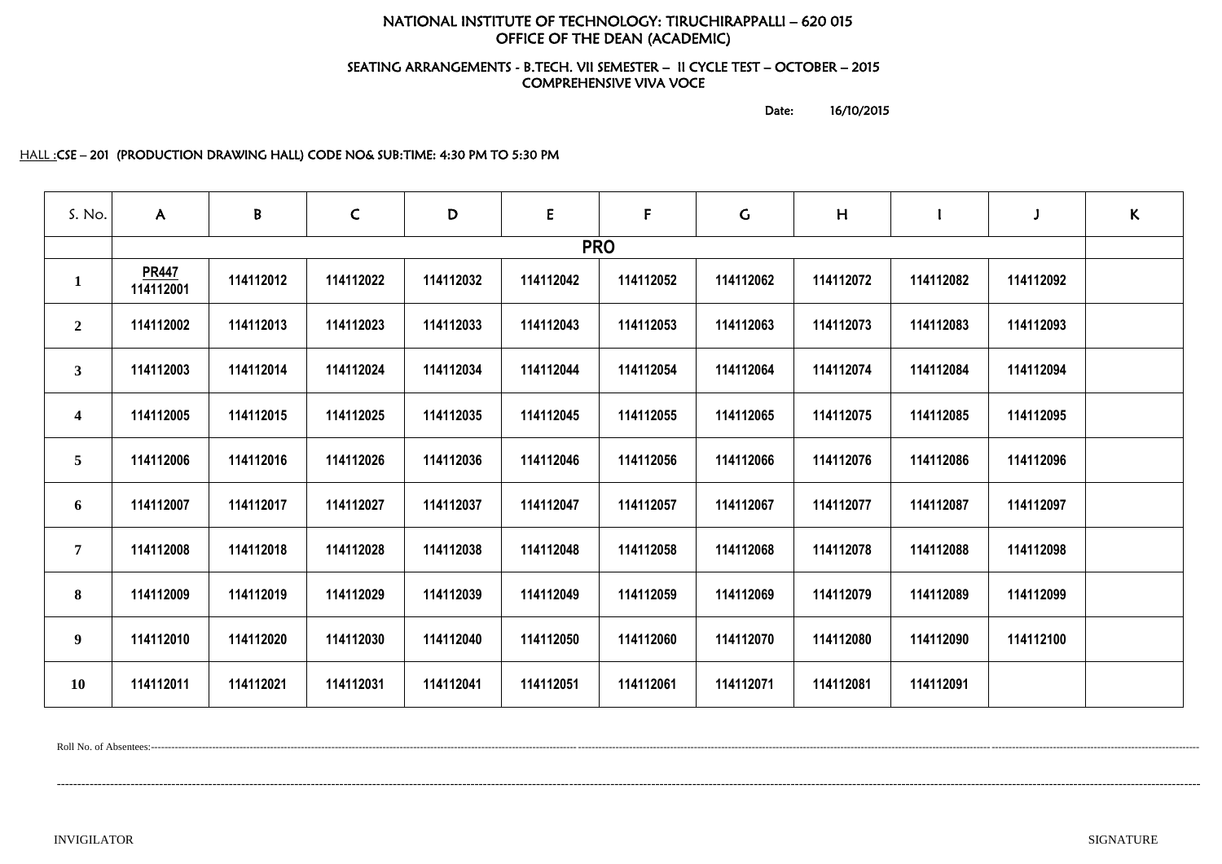NATIONAL INSTITUTE OF TECHNOLOGY: TIRUCHIRAPPALLI – 620 015
OFFICE OF THE DEAN (ACADEMIC)

SEATING ARRANGEMENTS - B.TECH. VII SEMESTER – II CYCLE TEST – OCTOBER – 2015
COMPREHENSIVE VIVA VOCE

Date: 16/10/2015

HALL :CSE – 201 (PRODUCTION DRAWING HALL) CODE NO& SUB:TIME: 4:30 PM TO 5:30 PM

| S. No. | A | B | C | D | E | F | G | H | I | J | K |
|---|---|---|---|---|---|---|---|---|---|---|---|
| | PRO | | | | | | | | | | |
| 1 | PR447 114112001 | 114112012 | 114112022 | 114112032 | 114112042 | 114112052 | 114112062 | 114112072 | 114112082 | 114112092 | |
| 2 | 114112002 | 114112013 | 114112023 | 114112033 | 114112043 | 114112053 | 114112063 | 114112073 | 114112083 | 114112093 | |
| 3 | 114112003 | 114112014 | 114112024 | 114112034 | 114112044 | 114112054 | 114112064 | 114112074 | 114112084 | 114112094 | |
| 4 | 114112005 | 114112015 | 114112025 | 114112035 | 114112045 | 114112055 | 114112065 | 114112075 | 114112085 | 114112095 | |
| 5 | 114112006 | 114112016 | 114112026 | 114112036 | 114112046 | 114112056 | 114112066 | 114112076 | 114112086 | 114112096 | |
| 6 | 114112007 | 114112017 | 114112027 | 114112037 | 114112047 | 114112057 | 114112067 | 114112077 | 114112087 | 114112097 | |
| 7 | 114112008 | 114112018 | 114112028 | 114112038 | 114112048 | 114112058 | 114112068 | 114112078 | 114112088 | 114112098 | |
| 8 | 114112009 | 114112019 | 114112029 | 114112039 | 114112049 | 114112059 | 114112069 | 114112079 | 114112089 | 114112099 | |
| 9 | 114112010 | 114112020 | 114112030 | 114112040 | 114112050 | 114112060 | 114112070 | 114112080 | 114112090 | 114112100 | |
| 10 | 114112011 | 114112021 | 114112031 | 114112041 | 114112051 | 114112061 | 114112071 | 114112081 | 114112091 | | |

Roll No. of Absentees:------------------------------------------------------------------------------------------------------------------------

------------------------------------------------------------------------------------------------------------------------

INVIGILATOR SIGNATURE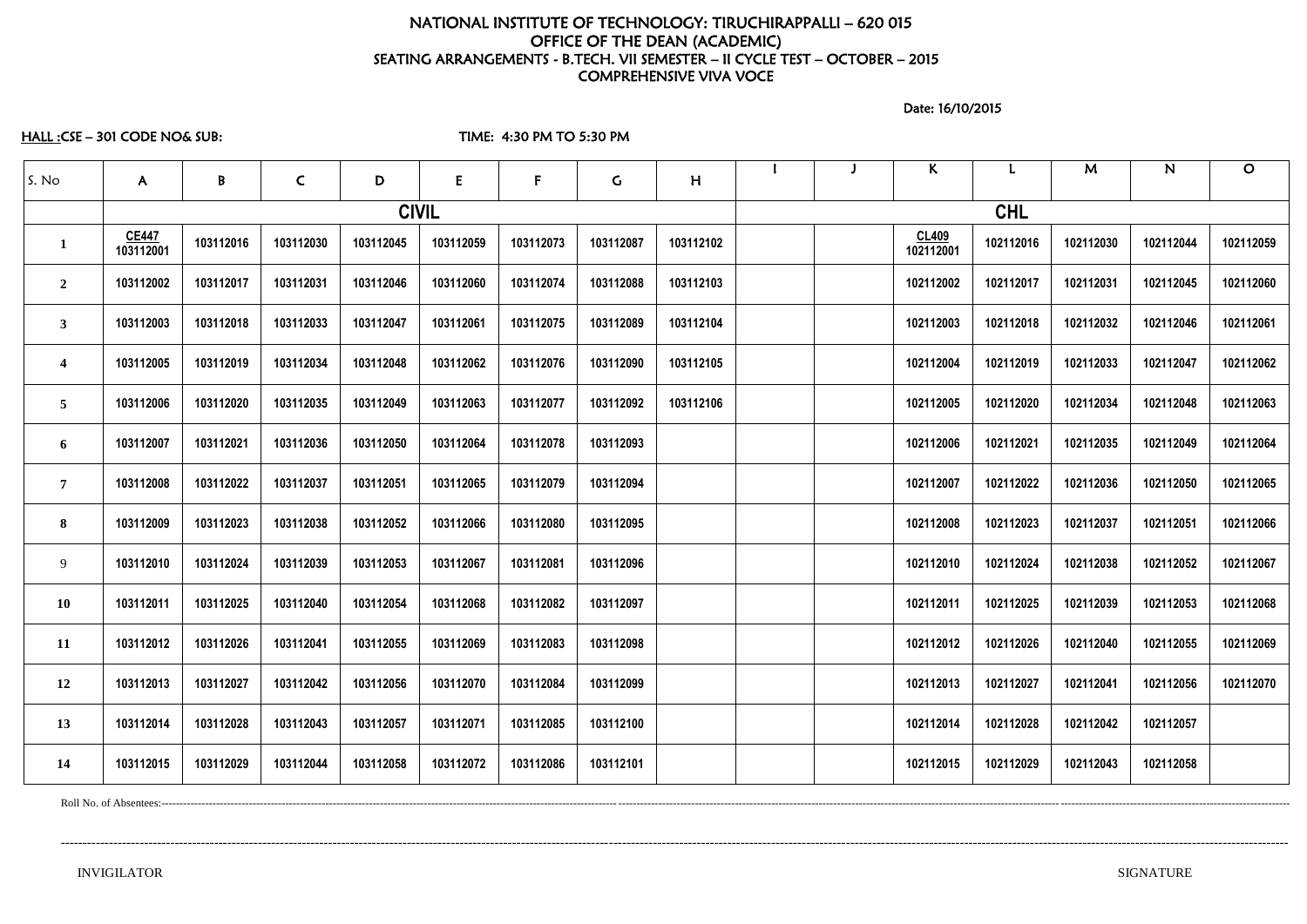# NATIONAL INSTITUTE OF TECHNOLOGY: TIRUCHIRAPPALLI – 620 015
## OFFICE OF THE DEAN (ACADEMIC)
## SEATING ARRANGEMENTS - B.TECH. VII SEMESTER – II CYCLE TEST – OCTOBER – 2015
## COMPREHENSIVE VIVA VOCE

Date: 16/10/2015

HALL :CSE – 301 CODE NO& SUB: TIME: 4:30 PM TO 5:30 PM

| S. No | A | B | C | D | E | F | G | H | I | J | K | L | M | N | O |
|---|---|---|---|---|---|---|---|---|---|---|---|---|---|---|---|
| | CIVIL | | | | | | | | CHL | | | | | | |
| 1 | CE447 103112001 | 103112016 | 103112030 | 103112045 | 103112059 | 103112073 | 103112087 | 103112102 | | | CL409 102112001 | 102112016 | 102112030 | 102112044 | 102112059 |
| 2 | 103112002 | 103112017 | 103112031 | 103112046 | 103112060 | 103112074 | 103112088 | 103112103 | | | 102112002 | 102112017 | 102112031 | 102112045 | 102112060 |
| 3 | 103112003 | 103112018 | 103112033 | 103112047 | 103112061 | 103112075 | 103112089 | 103112104 | | | 102112003 | 102112018 | 102112032 | 102112046 | 102112061 |
| 4 | 103112005 | 103112019 | 103112034 | 103112048 | 103112062 | 103112076 | 103112090 | 103112105 | | | 102112004 | 102112019 | 102112033 | 102112047 | 102112062 |
| 5 | 103112006 | 103112020 | 103112035 | 103112049 | 103112063 | 103112077 | 103112092 | 103112106 | | | 102112005 | 102112020 | 102112034 | 102112048 | 102112063 |
| 6 | 103112007 | 103112021 | 103112036 | 103112050 | 103112064 | 103112078 | 103112093 | | | | 102112006 | 102112021 | 102112035 | 102112049 | 102112064 |
| 7 | 103112008 | 103112022 | 103112037 | 103112051 | 103112065 | 103112079 | 103112094 | | | | 102112007 | 102112022 | 102112036 | 102112050 | 102112065 |
| 8 | 103112009 | 103112023 | 103112038 | 103112052 | 103112066 | 103112080 | 103112095 | | | | 102112008 | 102112023 | 102112037 | 102112051 | 102112066 |
| 9 | 103112010 | 103112024 | 103112039 | 103112053 | 103112067 | 103112081 | 103112096 | | | | 102112010 | 102112024 | 102112038 | 102112052 | 102112067 |
| 10 | 103112011 | 103112025 | 103112040 | 103112054 | 103112068 | 103112082 | 103112097 | | | | 102112011 | 102112025 | 102112039 | 102112053 | 102112068 |
| 11 | 103112012 | 103112026 | 103112041 | 103112055 | 103112069 | 103112083 | 103112098 | | | | 102112012 | 102112026 | 102112040 | 102112055 | 102112069 |
| 12 | 103112013 | 103112027 | 103112042 | 103112056 | 103112070 | 103112084 | 103112099 | | | | 102112013 | 102112027 | 102112041 | 102112056 | 102112070 |
| 13 | 103112014 | 103112028 | 103112043 | 103112057 | 103112071 | 103112085 | 103112100 | | | | 102112014 | 102112028 | 102112042 | 102112057 | |
| 14 | 103112015 | 103112029 | 103112044 | 103112058 | 103112072 | 103112086 | 103112101 | | | | 102112015 | 102112029 | 102112043 | 102112058 | |

Roll No. of Absentees:---------------------------------------------------------------------------------------------------------------------------------------------------------------------------------------------------------------------------

------------------------------------------------------------------------------------------------------------------------------------------------------------------------------------------------------------------------------------------

INVIGILATOR SIGNATURE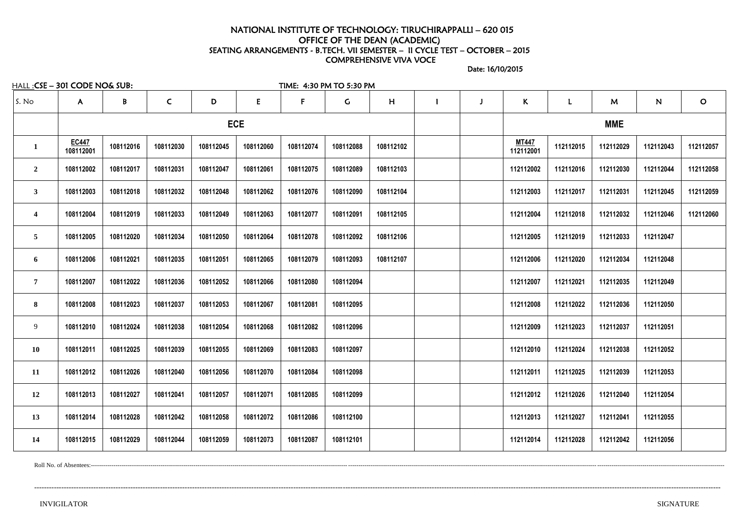# NATIONAL INSTITUTE OF TECHNOLOGY: TIRUCHIRAPPALLI – 620 015
## OFFICE OF THE DEAN (ACADEMIC)
### SEATING ARRANGEMENTS - B.TECH. VII SEMESTER – II CYCLE TEST – OCTOBER – 2015
### COMPREHENSIVE VIVA VOCE

Date: 16/10/2015

HALL :CSE – 301 CODE NO& SUB: TIME: 4:30 PM TO 5:30 PM

| S. No | A | B | C | D | E | F | G | H | I | J | K | L | M | N | O |
|---|---|---|---|---|---|---|---|---|---|---|---|---|---|---|---|
| | ECE | | | | | | | | | | MME | | | | |
| 1 | EC447 108112001 | 108112016 | 108112030 | 108112045 | 108112060 | 108112074 | 108112088 | 108112102 | | | MT447 112112001 | 112112015 | 112112029 | 112112043 | 112112057 |
| 2 | 108112002 | 108112017 | 108112031 | 108112047 | 108112061 | 108112075 | 108112089 | 108112103 | | | 112112002 | 112112016 | 112112030 | 112112044 | 112112058 |
| 3 | 108112003 | 108112018 | 108112032 | 108112048 | 108112062 | 108112076 | 108112090 | 108112104 | | | 112112003 | 112112017 | 112112031 | 112112045 | 112112059 |
| 4 | 108112004 | 108112019 | 108112033 | 108112049 | 108112063 | 108112077 | 108112091 | 108112105 | | | 112112004 | 112112018 | 112112032 | 112112046 | 112112060 |
| 5 | 108112005 | 108112020 | 108112034 | 108112050 | 108112064 | 108112078 | 108112092 | 108112106 | | | 112112005 | 112112019 | 112112033 | 112112047 | |
| 6 | 108112006 | 108112021 | 108112035 | 108112051 | 108112065 | 108112079 | 108112093 | 108112107 | | | 112112006 | 112112020 | 112112034 | 112112048 | |
| 7 | 108112007 | 108112022 | 108112036 | 108112052 | 108112066 | 108112080 | 108112094 | | | | 112112007 | 112112021 | 112112035 | 112112049 | |
| 8 | 108112008 | 108112023 | 108112037 | 108112053 | 108112067 | 108112081 | 108112095 | | | | 112112008 | 112112022 | 112112036 | 112112050 | |
| 9 | 108112010 | 108112024 | 108112038 | 108112054 | 108112068 | 108112082 | 108112096 | | | | 112112009 | 112112023 | 112112037 | 112112051 | |
| 10 | 108112011 | 108112025 | 108112039 | 108112055 | 108112069 | 108112083 | 108112097 | | | | 112112010 | 112112024 | 112112038 | 112112052 | |
| 11 | 108112012 | 108112026 | 108112040 | 108112056 | 108112070 | 108112084 | 108112098 | | | | 112112011 | 112112025 | 112112039 | 112112053 | |
| 12 | 108112013 | 108112027 | 108112041 | 108112057 | 108112071 | 108112085 | 108112099 | | | | 112112012 | 112112026 | 112112040 | 112112054 | |
| 13 | 108112014 | 108112028 | 108112042 | 108112058 | 108112072 | 108112086 | 108112100 | | | | 112112013 | 112112027 | 112112041 | 112112055 | |
| 14 | 108112015 | 108112029 | 108112044 | 108112059 | 108112073 | 108112087 | 108112101 | | | | 112112014 | 112112028 | 112112042 | 112112056 | |

Roll No. of Absentees:----------------------------------------------------------------------------------------------------

----------------------------------------------------------------------------------------------------

INVIGILATOR SIGNATURE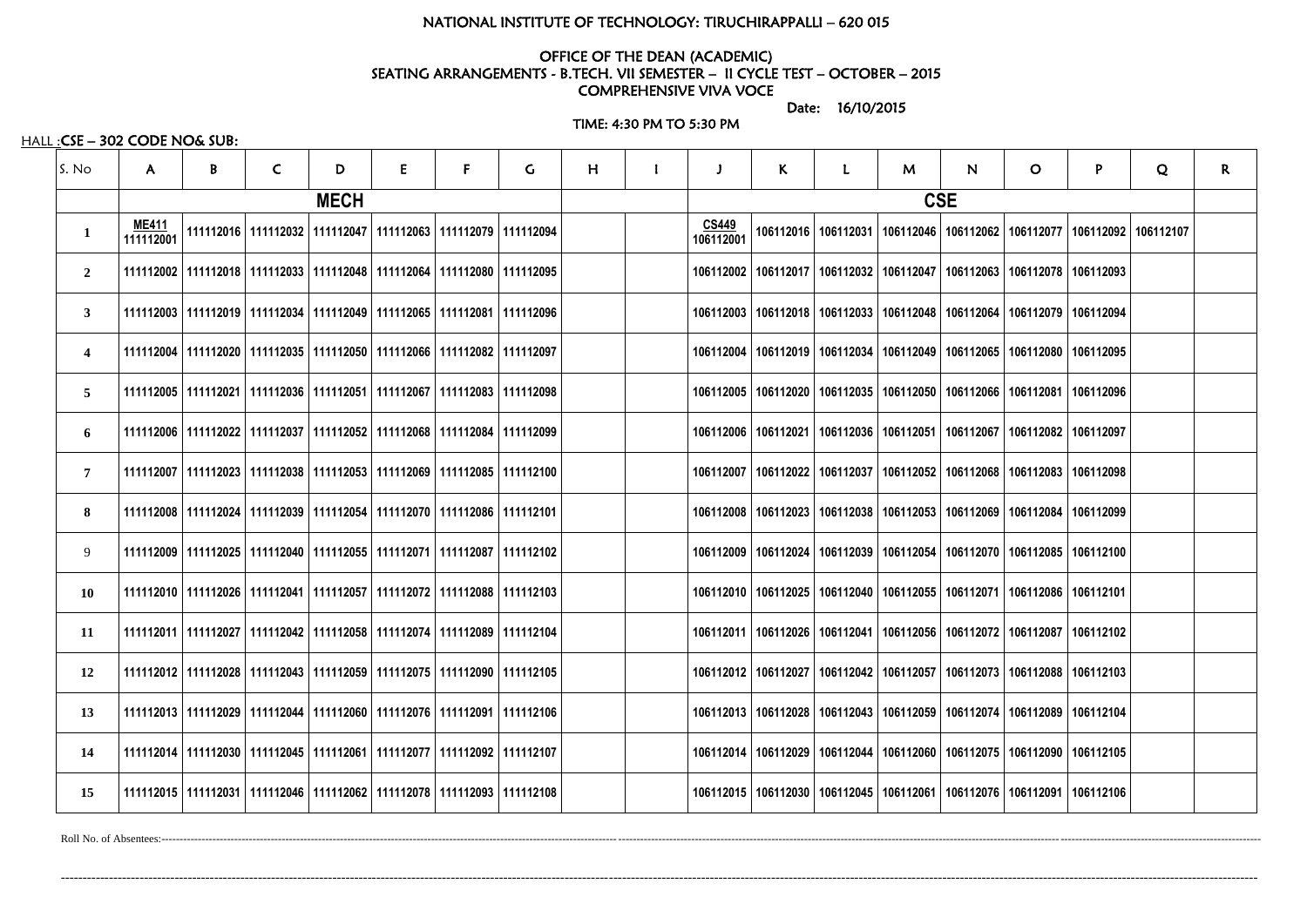NATIONAL INSTITUTE OF TECHNOLOGY: TIRUCHIRAPPALLI – 620 015

OFFICE OF THE DEAN (ACADEMIC)
SEATING ARRANGEMENTS - B.TECH. VII SEMESTER – II CYCLE TEST – OCTOBER – 2015
COMPREHENSIVE VIVA VOCE

Date: 16/10/2015

TIME: 4:30 PM TO 5:30 PM

HALL :CSE – 302 CODE NO& SUB:

| S. No | A | B | C | D | E | F | G | H | I | J | K | L | M | N | O | P | Q | R |
|---|---|---|---|---|---|---|---|---|---|---|---|---|---|---|---|---|---|---|
| | MECH | | | | | | | | | CSE | | | | | | | | |
| 1 | ME411 111112001 | 111112016 | 111112032 | 111112047 | 111112063 | 111112079 | 111112094 | | | CS449 106112001 | 106112016 | 106112031 | 106112046 | 106112062 | 106112077 | 106112092 | 106112107 | |
| 2 | 111112002 | 111112018 | 111112033 | 111112048 | 111112064 | 111112080 | 111112095 | | | 106112002 | 106112017 | 106112032 | 106112047 | 106112063 | 106112078 | 106112093 | | |
| 3 | 111112003 | 111112019 | 111112034 | 111112049 | 111112065 | 111112081 | 111112096 | | | 106112003 | 106112018 | 106112033 | 106112048 | 106112064 | 106112079 | 106112094 | | |
| 4 | 111112004 | 111112020 | 111112035 | 111112050 | 111112066 | 111112082 | 111112097 | | | 106112004 | 106112019 | 106112034 | 106112049 | 106112065 | 106112080 | 106112095 | | |
| 5 | 111112005 | 111112021 | 111112036 | 111112051 | 111112067 | 111112083 | 111112098 | | | 106112005 | 106112020 | 106112035 | 106112050 | 106112066 | 106112081 | 106112096 | | |
| 6 | 111112006 | 111112022 | 111112037 | 111112052 | 111112068 | 111112084 | 111112099 | | | 106112006 | 106112021 | 106112036 | 106112051 | 106112067 | 106112082 | 106112097 | | |
| 7 | 111112007 | 111112023 | 111112038 | 111112053 | 111112069 | 111112085 | 111112100 | | | 106112007 | 106112022 | 106112037 | 106112052 | 106112068 | 106112083 | 106112098 | | |
| 8 | 111112008 | 111112024 | 111112039 | 111112054 | 111112070 | 111112086 | 111112101 | | | 106112008 | 106112023 | 106112038 | 106112053 | 106112069 | 106112084 | 106112099 | | |
| 9 | 111112009 | 111112025 | 111112040 | 111112055 | 111112071 | 111112087 | 111112102 | | | 106112009 | 106112024 | 106112039 | 106112054 | 106112070 | 106112085 | 106112100 | | |
| 10 | 111112010 | 111112026 | 111112041 | 111112057 | 111112072 | 111112088 | 111112103 | | | 106112010 | 106112025 | 106112040 | 106112055 | 106112071 | 106112086 | 106112101 | | |
| 11 | 111112011 | 111112027 | 111112042 | 111112058 | 111112074 | 111112089 | 111112104 | | | 106112011 | 106112026 | 106112041 | 106112056 | 106112072 | 106112087 | 106112102 | | |
| 12 | 111112012 | 111112028 | 111112043 | 111112059 | 111112075 | 111112090 | 111112105 | | | 106112012 | 106112027 | 106112042 | 106112057 | 106112073 | 106112088 | 106112103 | | |
| 13 | 111112013 | 111112029 | 111112044 | 111112060 | 111112076 | 111112091 | 111112106 | | | 106112013 | 106112028 | 106112043 | 106112059 | 106112074 | 106112089 | 106112104 | | |
| 14 | 111112014 | 111112030 | 111112045 | 111112061 | 111112077 | 111112092 | 111112107 | | | 106112014 | 106112029 | 106112044 | 106112060 | 106112075 | 106112090 | 106112105 | | |
| 15 | 111112015 | 111112031 | 111112046 | 111112062 | 111112078 | 111112093 | 111112108 | | | 106112015 | 106112030 | 106112045 | 106112061 | 106112076 | 106112091 | 106112106 | | |

Roll No. of Absentees:------------------------------------------------------------------------------------------------------------------------------------------------------------------------------------------------------------------------

------------------------------------------------------------------------------------------------------------------------------------------------------------------------------------------------------------------------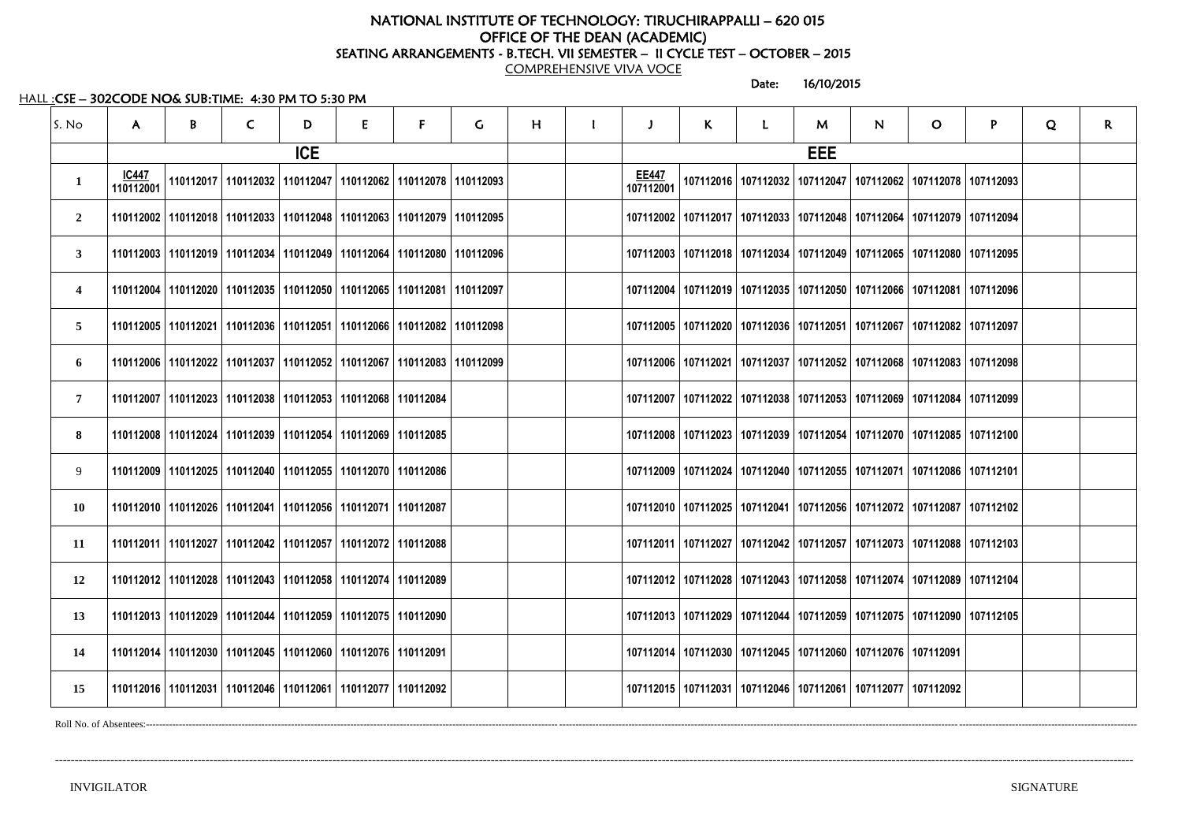# NATIONAL INSTITUTE OF TECHNOLOGY: TIRUCHIRAPPALLI – 620 015
## OFFICE OF THE DEAN (ACADEMIC)
### SEATING ARRANGEMENTS - B.TECH. VII SEMESTER – II CYCLE TEST – OCTOBER – 2015
COMPREHENSIVE VIVA VOCE

Date: 16/10/2015

HALL :CSE – 302CODE NO& SUB:TIME: 4:30 PM TO 5:30 PM

| S. No | A | B | C | D | E | F | G | H | I | J | K | L | M | N | O | P | Q | R |
|---|---|---|---|---|---|---|---|---|---|---|---|---|---|---|---|---|---|---|
| | ICE | | | | | | | | | EEE | | | | | | | | |
| 1 | IC447 110112001 | 110112017 | 110112032 | 110112047 | 110112062 | 110112078 | 110112093 | | | EE447 107112001 | 107112016 | 107112032 | 107112047 | 107112062 | 107112078 | 107112093 | | |
| 2 | 110112002 | 110112018 | 110112033 | 110112048 | 110112063 | 110112079 | 110112095 | | | 107112002 | 107112017 | 107112033 | 107112048 | 107112064 | 107112079 | 107112094 | | |
| 3 | 110112003 | 110112019 | 110112034 | 110112049 | 110112064 | 110112080 | 110112096 | | | 107112003 | 107112018 | 107112034 | 107112049 | 107112065 | 107112080 | 107112095 | | |
| 4 | 110112004 | 110112020 | 110112035 | 110112050 | 110112065 | 110112081 | 110112097 | | | 107112004 | 107112019 | 107112035 | 107112050 | 107112066 | 107112081 | 107112096 | | |
| 5 | 110112005 | 110112021 | 110112036 | 110112051 | 110112066 | 110112082 | 110112098 | | | 107112005 | 107112020 | 107112036 | 107112051 | 107112067 | 107112082 | 107112097 | | |
| 6 | 110112006 | 110112022 | 110112037 | 110112052 | 110112067 | 110112083 | 110112099 | | | 107112006 | 107112021 | 107112037 | 107112052 | 107112068 | 107112083 | 107112098 | | |
| 7 | 110112007 | 110112023 | 110112038 | 110112053 | 110112068 | 110112084 | | | | 107112007 | 107112022 | 107112038 | 107112053 | 107112069 | 107112084 | 107112099 | | |
| 8 | 110112008 | 110112024 | 110112039 | 110112054 | 110112069 | 110112085 | | | | 107112008 | 107112023 | 107112039 | 107112054 | 107112070 | 107112085 | 107112100 | | |
| 9 | 110112009 | 110112025 | 110112040 | 110112055 | 110112070 | 110112086 | | | | 107112009 | 107112024 | 107112040 | 107112055 | 107112071 | 107112086 | 107112101 | | |
| 10 | 110112010 | 110112026 | 110112041 | 110112056 | 110112071 | 110112087 | | | | 107112010 | 107112025 | 107112041 | 107112056 | 107112072 | 107112087 | 107112102 | | |
| 11 | 110112011 | 110112027 | 110112042 | 110112057 | 110112072 | 110112088 | | | | 107112011 | 107112027 | 107112042 | 107112057 | 107112073 | 107112088 | 107112103 | | |
| 12 | 110112012 | 110112028 | 110112043 | 110112058 | 110112074 | 110112089 | | | | 107112012 | 107112028 | 107112043 | 107112058 | 107112074 | 107112089 | 107112104 | | |
| 13 | 110112013 | 110112029 | 110112044 | 110112059 | 110112075 | 110112090 | | | | 107112013 | 107112029 | 107112044 | 107112059 | 107112075 | 107112090 | 107112105 | | |
| 14 | 110112014 | 110112030 | 110112045 | 110112060 | 110112076 | 110112091 | | | | 107112014 | 107112030 | 107112045 | 107112060 | 107112076 | 107112091 | | | |
| 15 | 110112016 | 110112031 | 110112046 | 110112061 | 110112077 | 110112092 | | | | 107112015 | 107112031 | 107112046 | 107112061 | 107112077 | 107112092 | | | |

Roll No. of Absentees:---

INVIGILATOR

SIGNATURE